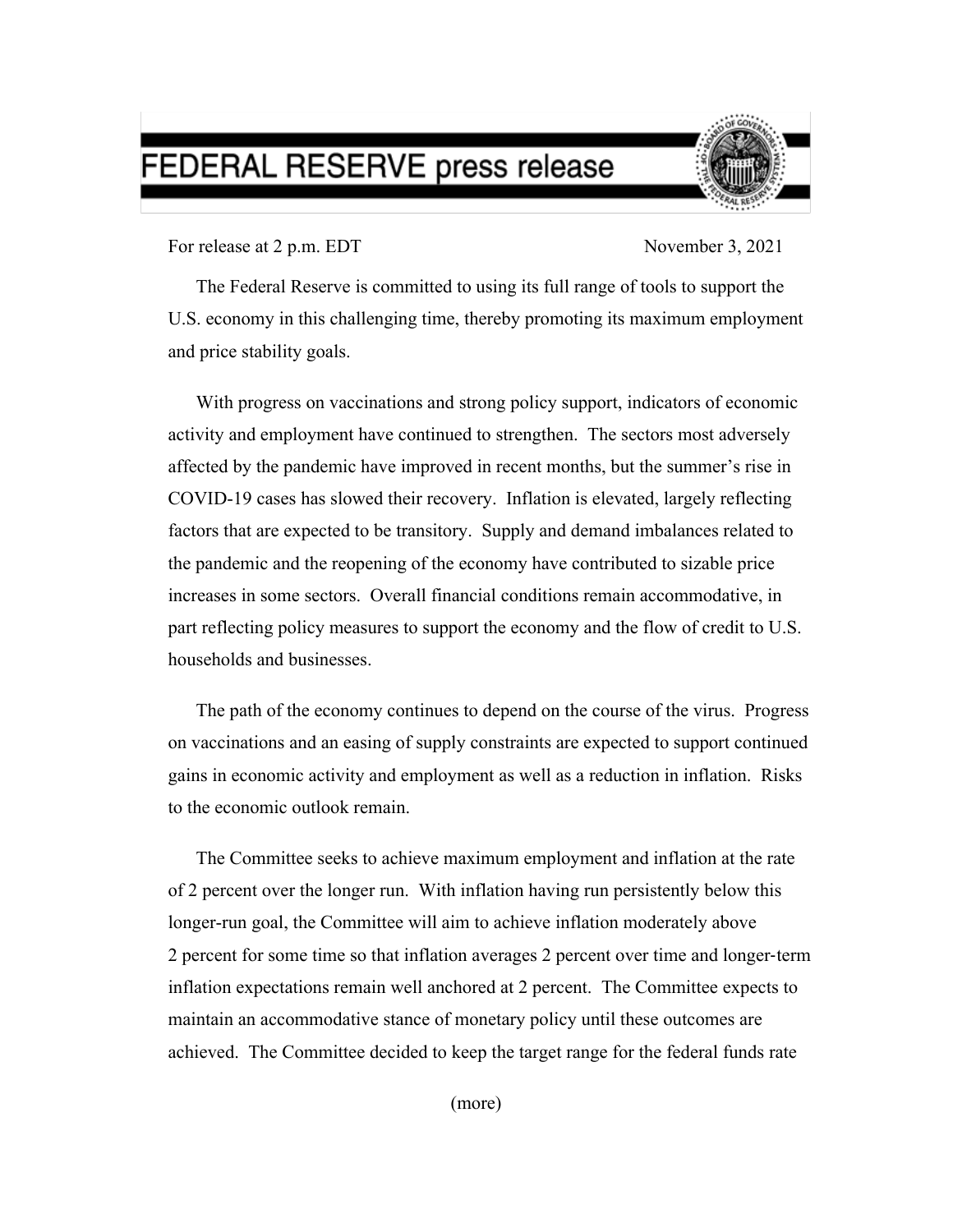# FEDERAL RESERVE press release

For release at 2 p.m. EDT                                                                 November 3, 2021

The Federal Reserve is committed to using its full range of tools to support the U.S. economy in this challenging time, thereby promoting its maximum employment and price stability goals.

With progress on vaccinations and strong policy support, indicators of economic activity and employment have continued to strengthen. The sectors most adversely affected by the pandemic have improved in recent months, but the summer's rise in COVID-19 cases has slowed their recovery. Inflation is elevated, largely reflecting factors that are expected to be transitory. Supply and demand imbalances related to the pandemic and the reopening of the economy have contributed to sizable price increases in some sectors. Overall financial conditions remain accommodative, in part reflecting policy measures to support the economy and the flow of credit to U.S. households and businesses.

The path of the economy continues to depend on the course of the virus. Progress on vaccinations and an easing of supply constraints are expected to support continued gains in economic activity and employment as well as a reduction in inflation. Risks to the economic outlook remain.

The Committee seeks to achieve maximum employment and inflation at the rate of 2 percent over the longer run. With inflation having run persistently below this longer-run goal, the Committee will aim to achieve inflation moderately above 2 percent for some time so that inflation averages 2 percent over time and longer-term inflation expectations remain well anchored at 2 percent. The Committee expects to maintain an accommodative stance of monetary policy until these outcomes are achieved. The Committee decided to keep the target range for the federal funds rate

(more)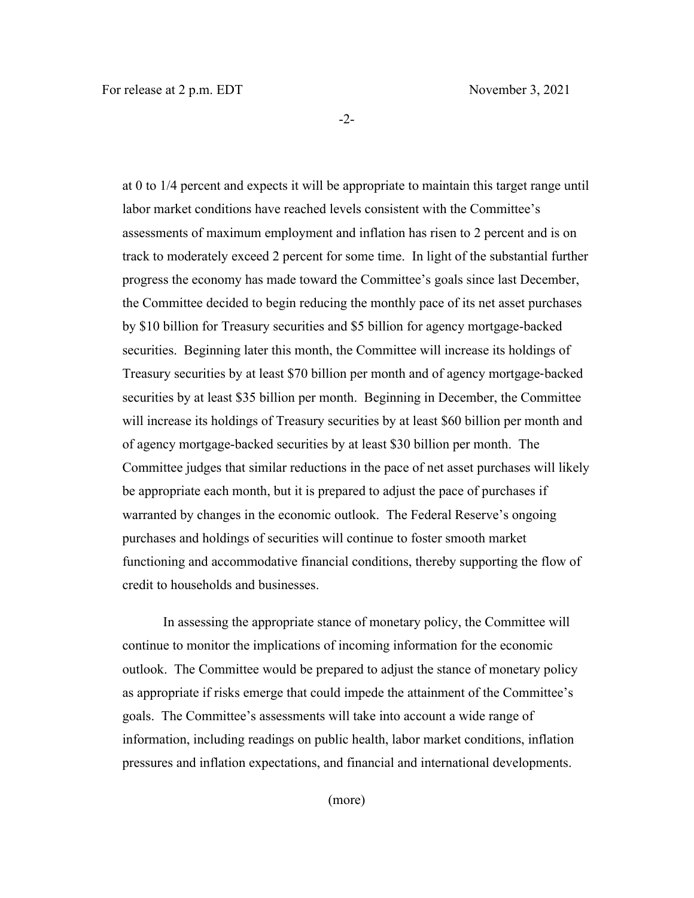at 0 to 1/4 percent and expects it will be appropriate to maintain this target range until labor market conditions have reached levels consistent with the Committee's assessments of maximum employment and inflation has risen to 2 percent and is on track to moderately exceed 2 percent for some time. In light of the substantial further progress the economy has made toward the Committee's goals since last December, the Committee decided to begin reducing the monthly pace of its net asset purchases by $10 billion for Treasury securities and $5 billion for agency mortgage-backed securities. Beginning later this month, the Committee will increase its holdings of Treasury securities by at least $70 billion per month and of agency mortgage-backed securities by at least $35 billion per month. Beginning in December, the Committee will increase its holdings of Treasury securities by at least $60 billion per month and of agency mortgage-backed securities by at least $30 billion per month. The Committee judges that similar reductions in the pace of net asset purchases will likely be appropriate each month, but it is prepared to adjust the pace of purchases if warranted by changes in the economic outlook. The Federal Reserve's ongoing purchases and holdings of securities will continue to foster smooth market functioning and accommodative financial conditions, thereby supporting the flow of credit to households and businesses.

In assessing the appropriate stance of monetary policy, the Committee will continue to monitor the implications of incoming information for the economic outlook. The Committee would be prepared to adjust the stance of monetary policy as appropriate if risks emerge that could impede the attainment of the Committee's goals. The Committee's assessments will take into account a wide range of information, including readings on public health, labor market conditions, inflation pressures and inflation expectations, and financial and international developments.

(more)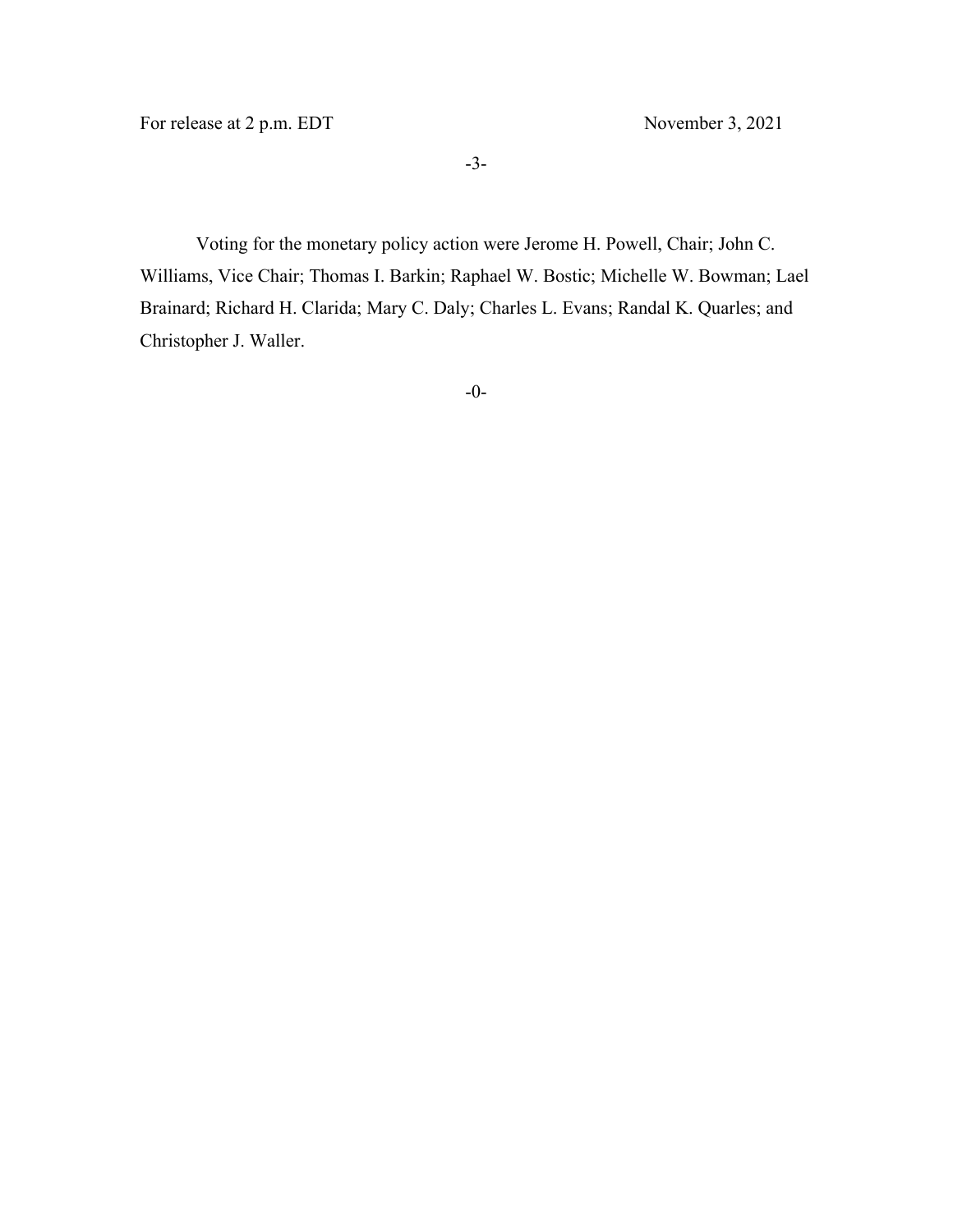Voting for the monetary policy action were Jerome H. Powell, Chair; John C. Williams, Vice Chair; Thomas I. Barkin; Raphael W. Bostic; Michelle W. Bowman; Lael Brainard; Richard H. Clarida; Mary C. Daly; Charles L. Evans; Randal K. Quarles; and Christopher J. Waller.

-0-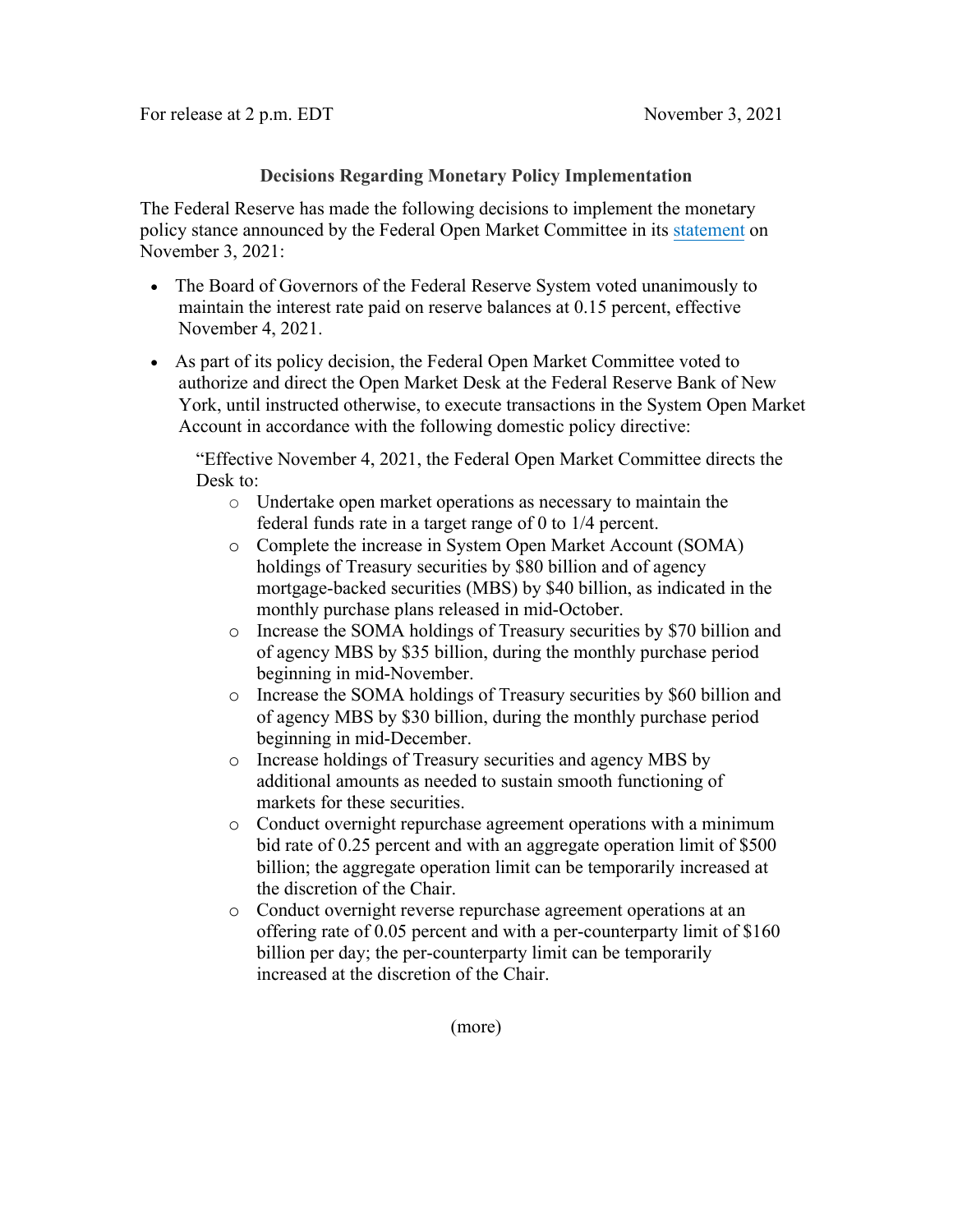For release at 2 p.m. EDT November 3, 2021

**Decisions Regarding Monetary Policy Implementation**

The Federal Reserve has made the following decisions to implement the monetary policy stance announced by the Federal Open Market Committee in its statement on November 3, 2021:

- The Board of Governors of the Federal Reserve System voted unanimously to maintain the interest rate paid on reserve balances at 0.15 percent, effective November 4, 2021.
- As part of its policy decision, the Federal Open Market Committee voted to authorize and direct the Open Market Desk at the Federal Reserve Bank of New York, until instructed otherwise, to execute transactions in the System Open Market Account in accordance with the following domestic policy directive:

  "Effective November 4, 2021, the Federal Open Market Committee directs the Desk to:
  - Undertake open market operations as necessary to maintain the federal funds rate in a target range of 0 to 1/4 percent.
  - Complete the increase in System Open Market Account (SOMA) holdings of Treasury securities by $80 billion and of agency mortgage-backed securities (MBS) by $40 billion, as indicated in the monthly purchase plans released in mid-October.
  - Increase the SOMA holdings of Treasury securities by $70 billion and of agency MBS by $35 billion, during the monthly purchase period beginning in mid-November.
  - Increase the SOMA holdings of Treasury securities by $60 billion and of agency MBS by $30 billion, during the monthly purchase period beginning in mid-December.
  - Increase holdings of Treasury securities and agency MBS by additional amounts as needed to sustain smooth functioning of markets for these securities.
  - Conduct overnight repurchase agreement operations with a minimum bid rate of 0.25 percent and with an aggregate operation limit of $500 billion; the aggregate operation limit can be temporarily increased at the discretion of the Chair.
  - Conduct overnight reverse repurchase agreement operations at an offering rate of 0.05 percent and with a per-counterparty limit of $160 billion per day; the per-counterparty limit can be temporarily increased at the discretion of the Chair.

(more)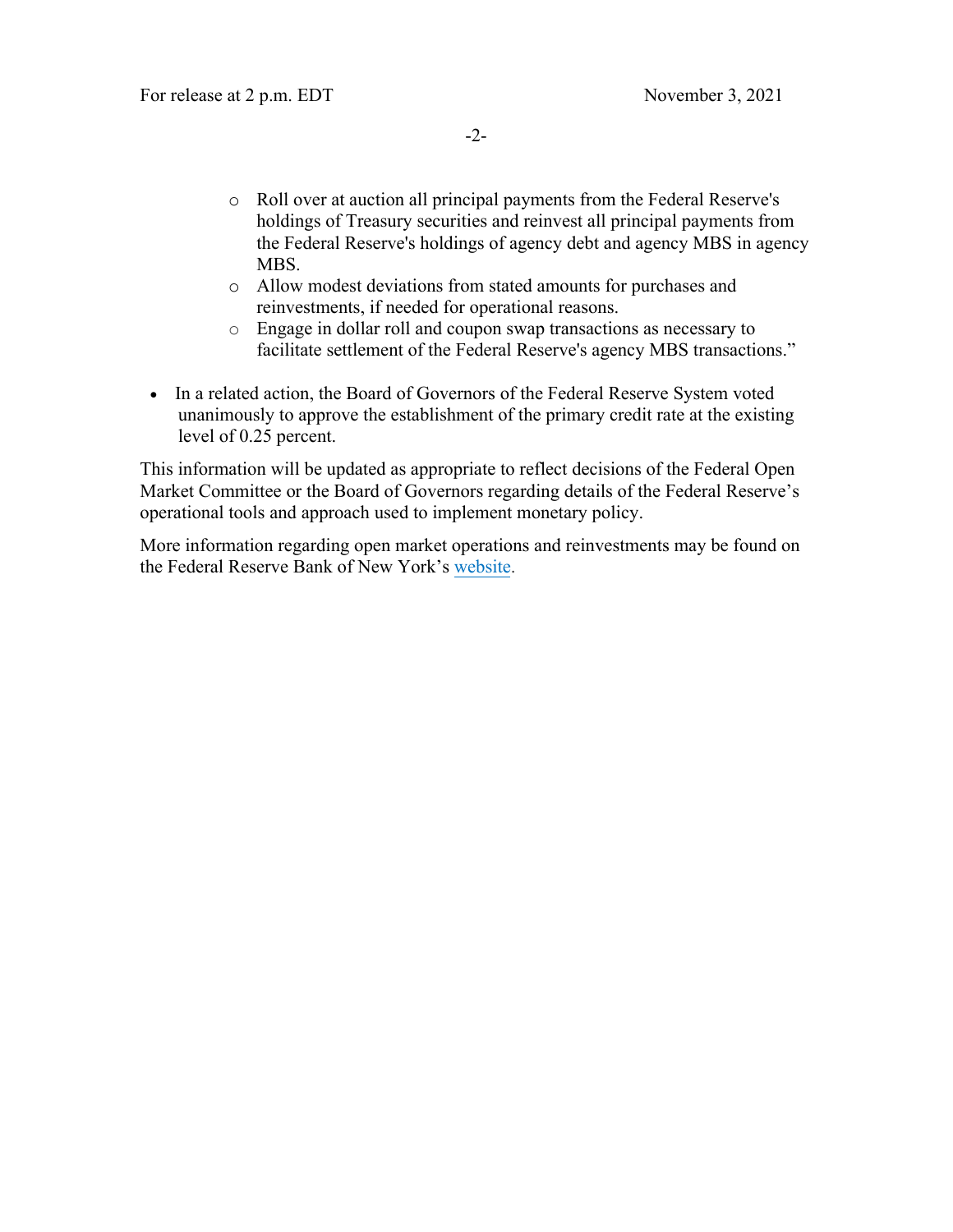- Roll over at auction all principal payments from the Federal Reserve's holdings of Treasury securities and reinvest all principal payments from the Federal Reserve's holdings of agency debt and agency MBS in agency MBS.
  - Allow modest deviations from stated amounts for purchases and reinvestments, if needed for operational reasons.
  - Engage in dollar roll and coupon swap transactions as necessary to facilitate settlement of the Federal Reserve's agency MBS transactions."

- In a related action, the Board of Governors of the Federal Reserve System voted unanimously to approve the establishment of the primary credit rate at the existing level of 0.25 percent.

This information will be updated as appropriate to reflect decisions of the Federal Open Market Committee or the Board of Governors regarding details of the Federal Reserve's operational tools and approach used to implement monetary policy.

More information regarding open market operations and reinvestments may be found on the Federal Reserve Bank of New York's website.